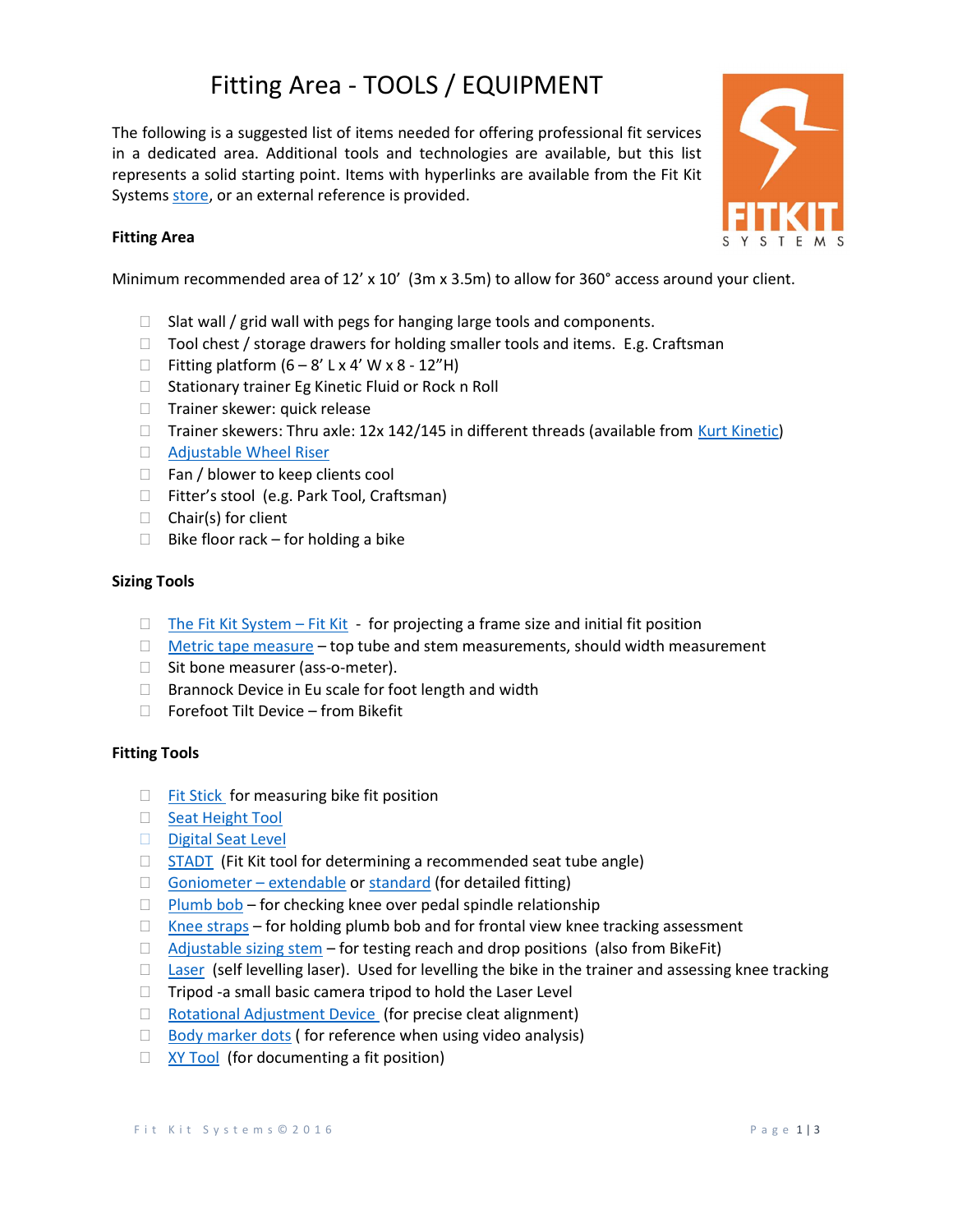# Fitting Area - TOOLS / EQUIPMENT

The following is a suggested list of items needed for offering professional fit services in a dedicated area. Additional tools and technologies are available, but this list represents a solid starting point. Items with hyperlinks are available from the Fit Kit Systems store, or an external reference is provided.

**Fitting Area**

Minimum recommended area of 12' x 10' (3m x 3.5m) to allow for 360° access around your client.

- ☐ Slat wall / grid wall with pegs for hanging large tools and components.
- ☐ Tool chest / storage drawers for holding smaller tools and items. E.g. Craftsman
- ☐ Fitting platform (6 – 8' L x 4' W x 8 - 12"H)
- ☐ Stationary trainer Eg Kinetic Fluid or Rock n Roll
- ☐ Trainer skewer: quick release
- ☐ Trainer skewers: Thru axle: 12x 142/145 in different threads (available from Kurt Kinetic)
- ☐ Adjustable Wheel Riser
- ☐ Fan / blower to keep clients cool
- ☐ Fitter's stool (e.g. Park Tool, Craftsman)
- ☐ Chair(s) for client
- ☐ Bike floor rack – for holding a bike

**Sizing Tools**

- ☐ The Fit Kit System – Fit Kit - for projecting a frame size and initial fit position
- ☐ Metric tape measure – top tube and stem measurements, should width measurement
- ☐ Sit bone measurer (ass-o-meter).
- ☐ Brannock Device in Eu scale for foot length and width
- ☐ Forefoot Tilt Device – from Bikefit

**Fitting Tools**

- ☐ Fit Stick for measuring bike fit position
- ☐ Seat Height Tool
- ☐ Digital Seat Level
- ☐ STADT (Fit Kit tool for determining a recommended seat tube angle)
- ☐ Goniometer – extendable or standard (for detailed fitting)
- ☐ Plumb bob – for checking knee over pedal spindle relationship
- ☐ Knee straps – for holding plumb bob and for frontal view knee tracking assessment
- ☐ Adjustable sizing stem – for testing reach and drop positions (also from BikeFit)
- ☐ Laser (self levelling laser). Used for levelling the bike in the trainer and assessing knee tracking
- ☐ Tripod -a small basic camera tripod to hold the Laser Level
- ☐ Rotational Adjustment Device (for precise cleat alignment)
- ☐ Body marker dots ( for reference when using video analysis)
- ☐ XY Tool (for documenting a fit position)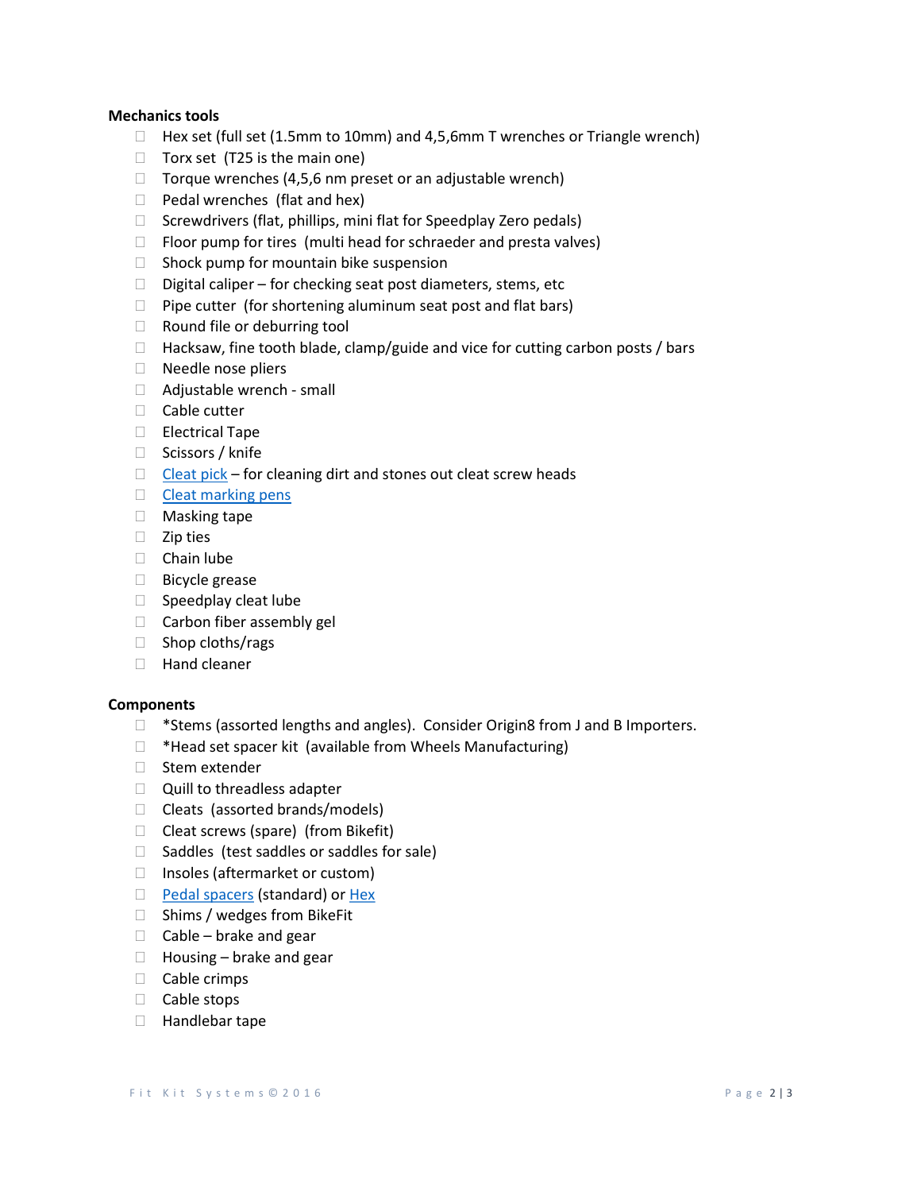**Mechanics tools**

- Hex set (full set (1.5mm to 10mm) and 4,5,6mm T wrenches or Triangle wrench)
- Torx set  (T25 is the main one)
- Torque wrenches (4,5,6 nm preset or an adjustable wrench)
- Pedal wrenches  (flat and hex)
- Screwdrivers (flat, phillips, mini flat for Speedplay Zero pedals)
- Floor pump for tires  (multi head for schraeder and presta valves)
- Shock pump for mountain bike suspension
- Digital caliper – for checking seat post diameters, stems, etc
- Pipe cutter  (for shortening aluminum seat post and flat bars)
- Round file or deburring tool
- Hacksaw, fine tooth blade, clamp/guide and vice for cutting carbon posts / bars
- Needle nose pliers
- Adjustable wrench - small
- Cable cutter
- Electrical Tape
- Scissors / knife
- Cleat pick – for cleaning dirt and stones out cleat screw heads
- Cleat marking pens
- Masking tape
- Zip ties
- Chain lube
- Bicycle grease
- Speedplay cleat lube
- Carbon fiber assembly gel
- Shop cloths/rags
- Hand cleaner

**Components**

- *Stems (assorted lengths and angles).  Consider Origin8 from J and B Importers.
- *Head set spacer kit  (available from Wheels Manufacturing)
- Stem extender
- Quill to threadless adapter
- Cleats  (assorted brands/models)
- Cleat screws (spare)  (from Bikefit)
- Saddles  (test saddles or saddles for sale)
- Insoles (aftermarket or custom)
- Pedal spacers (standard) or Hex
- Shims / wedges from BikeFit
- Cable – brake and gear
- Housing – brake and gear
- Cable crimps
- Cable stops
- Handlebar tape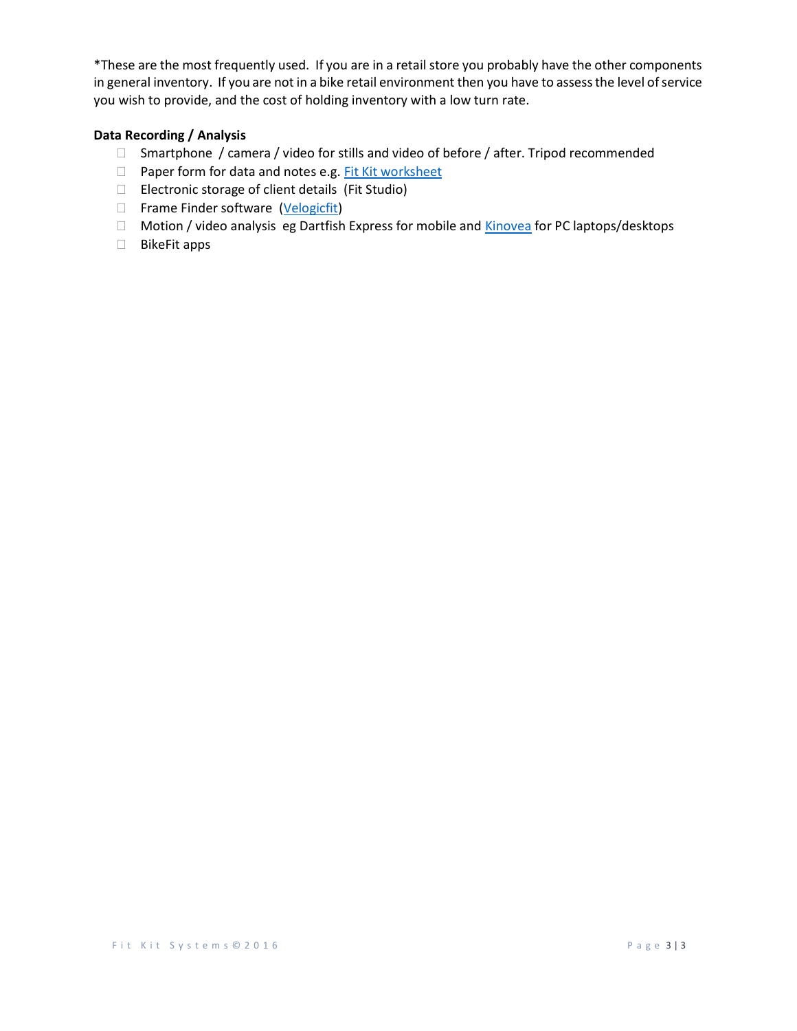*These are the most frequently used. If you are in a retail store you probably have the other components in general inventory. If you are not in a bike retail environment then you have to assess the level of service you wish to provide, and the cost of holding inventory with a low turn rate.

**Data Recording / Analysis**

- Smartphone / camera / video for stills and video of before / after. Tripod recommended
- Paper form for data and notes e.g. Fit Kit worksheet
- Electronic storage of client details (Fit Studio)
- Frame Finder software (Velogicfit)
- Motion / video analysis eg Dartfish Express for mobile and Kinovea for PC laptops/desktops
- BikeFit apps